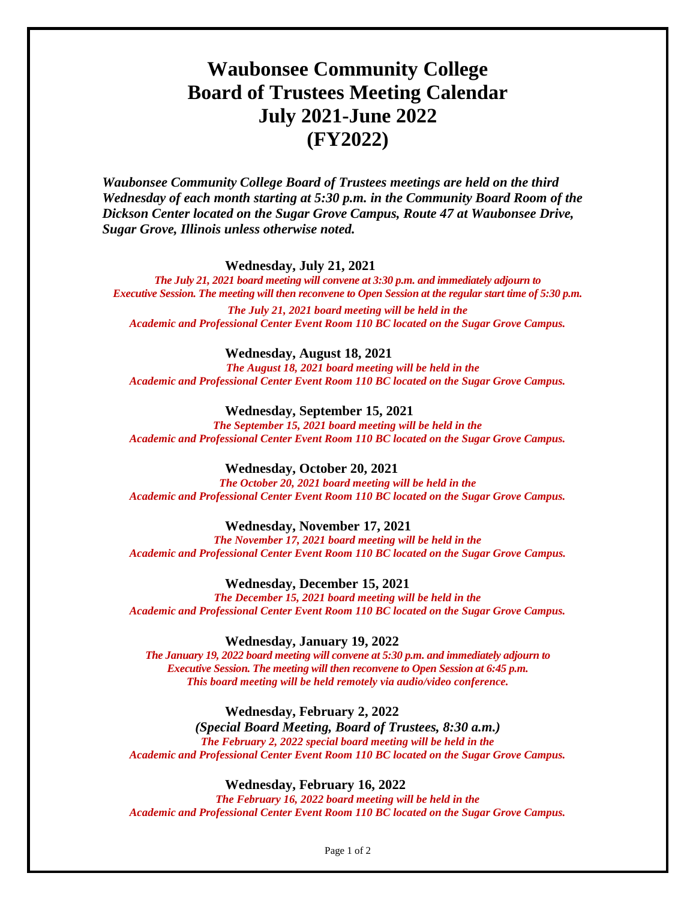# Waubonsee Community College
# Board of Trustees Meeting Calendar
# July 2021-June 2022
# (FY2022)

***Waubonsee Community College Board of Trustees meetings are held on the third Wednesday of each month starting at 5:30 p.m. in the Community Board Room of the Dickson Center located on the Sugar Grove Campus, Route 47 at Waubonsee Drive, Sugar Grove, Illinois unless otherwise noted.***

**Wednesday, July 21, 2021**

***The July 21, 2021 board meeting will convene at 3:30 p.m. and immediately adjourn to Executive Session. The meeting will then reconvene to Open Session at the regular start time of 5:30 p.m.***

***The July 21, 2021 board meeting will be held in the Academic and Professional Center Event Room 110 BC located on the Sugar Grove Campus.***

**Wednesday, August 18, 2021**

***The August 18, 2021 board meeting will be held in the Academic and Professional Center Event Room 110 BC located on the Sugar Grove Campus.***

**Wednesday, September 15, 2021**

***The September 15, 2021 board meeting will be held in the Academic and Professional Center Event Room 110 BC located on the Sugar Grove Campus.***

**Wednesday, October 20, 2021**

***The October 20, 2021 board meeting will be held in the Academic and Professional Center Event Room 110 BC located on the Sugar Grove Campus.***

**Wednesday, November 17, 2021**

***The November 17, 2021 board meeting will be held in the Academic and Professional Center Event Room 110 BC located on the Sugar Grove Campus.***

**Wednesday, December 15, 2021**

***The December 15, 2021 board meeting will be held in the Academic and Professional Center Event Room 110 BC located on the Sugar Grove Campus.***

**Wednesday, January 19, 2022**

***The January 19, 2022 board meeting will convene at 5:30 p.m. and immediately adjourn to Executive Session. The meeting will then reconvene to Open Session at 6:45 p.m. This board meeting will be held remotely via audio/video conference.***

**Wednesday, February 2, 2022**

***(Special Board Meeting, Board of Trustees, 8:30 a.m.)***

***The February 2, 2022 special board meeting will be held in the Academic and Professional Center Event Room 110 BC located on the Sugar Grove Campus.***

**Wednesday, February 16, 2022**

***The February 16, 2022 board meeting will be held in the Academic and Professional Center Event Room 110 BC located on the Sugar Grove Campus.***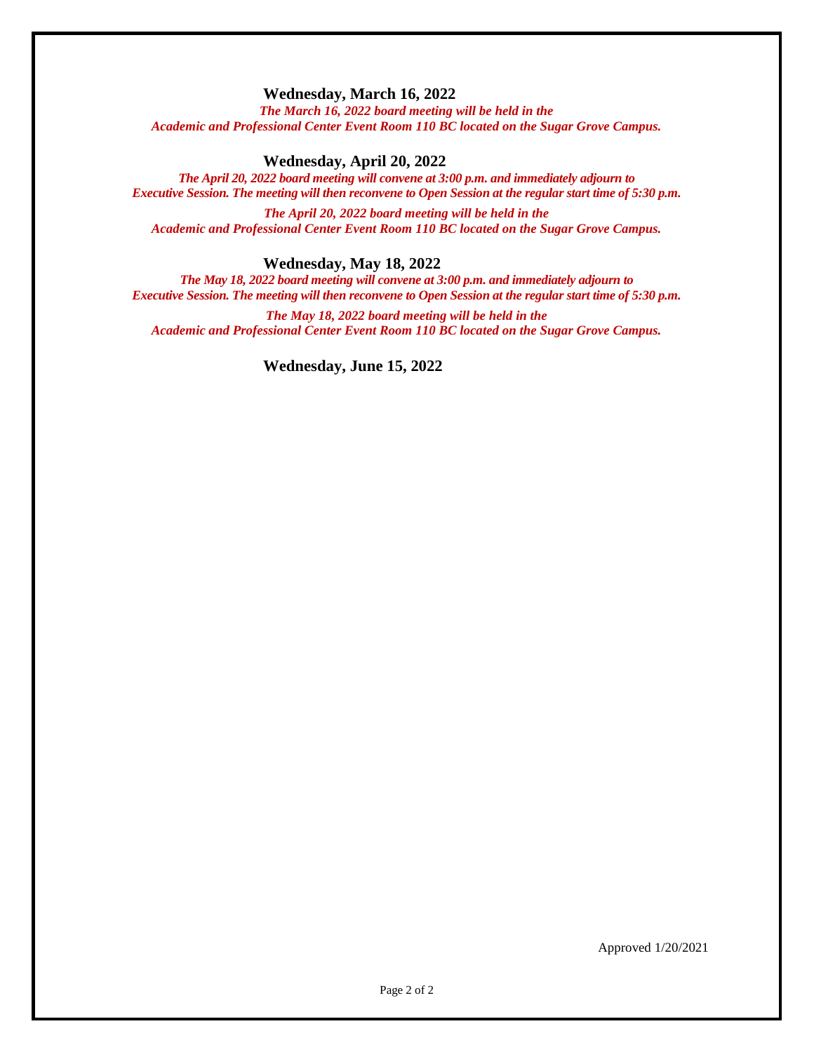**Wednesday, March 16, 2022**

***The March 16, 2022 board meeting will be held in the Academic and Professional Center Event Room 110 BC located on the Sugar Grove Campus.***

**Wednesday, April 20, 2022**

***The April 20, 2022 board meeting will convene at 3:00 p.m. and immediately adjourn to Executive Session. The meeting will then reconvene to Open Session at the regular start time of 5:30 p.m.***

***The April 20, 2022 board meeting will be held in the Academic and Professional Center Event Room 110 BC located on the Sugar Grove Campus.***

**Wednesday, May 18, 2022**

***The May 18, 2022 board meeting will convene at 3:00 p.m. and immediately adjourn to Executive Session. The meeting will then reconvene to Open Session at the regular start time of 5:30 p.m.***

***The May 18, 2022 board meeting will be held in the Academic and Professional Center Event Room 110 BC located on the Sugar Grove Campus.***

**Wednesday, June 15, 2022**

Approved 1/20/2021